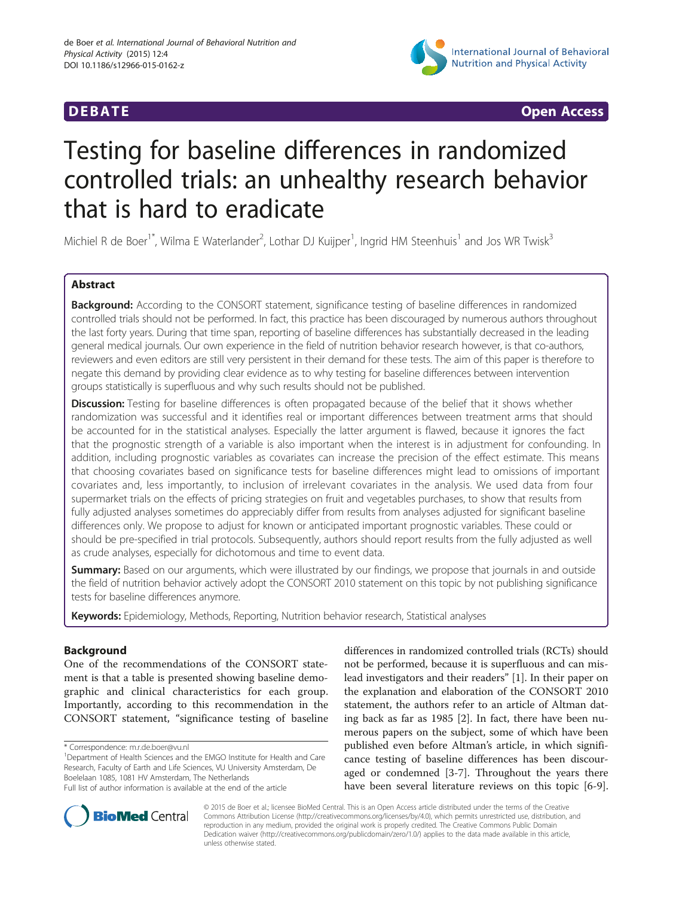**DEBATE** **Open Access**

# Testing for baseline differences in randomized controlled trials: an unhealthy research behavior that is hard to eradicate

Michiel R de Boer[1*], Wilma E Waterlander[2], Lothar DJ Kuijper[1], Ingrid HM Steenhuis[1] and Jos WR Twisk[3]

## Abstract

**Background:** According to the CONSORT statement, significance testing of baseline differences in randomized controlled trials should not be performed. In fact, this practice has been discouraged by numerous authors throughout the last forty years. During that time span, reporting of baseline differences has substantially decreased in the leading general medical journals. Our own experience in the field of nutrition behavior research however, is that co-authors, reviewers and even editors are still very persistent in their demand for these tests. The aim of this paper is therefore to negate this demand by providing clear evidence as to why testing for baseline differences between intervention groups statistically is superfluous and why such results should not be published.

**Discussion:** Testing for baseline differences is often propagated because of the belief that it shows whether randomization was successful and it identifies real or important differences between treatment arms that should be accounted for in the statistical analyses. Especially the latter argument is flawed, because it ignores the fact that the prognostic strength of a variable is also important when the interest is in adjustment for confounding. In addition, including prognostic variables as covariates can increase the precision of the effect estimate. This means that choosing covariates based on significance tests for baseline differences might lead to omissions of important covariates and, less importantly, to inclusion of irrelevant covariates in the analysis. We used data from four supermarket trials on the effects of pricing strategies on fruit and vegetables purchases, to show that results from fully adjusted analyses sometimes do appreciably differ from results from analyses adjusted for significant baseline differences only. We propose to adjust for known or anticipated important prognostic variables. These could or should be pre-specified in trial protocols. Subsequently, authors should report results from the fully adjusted as well as crude analyses, especially for dichotomous and time to event data.

**Summary:** Based on our arguments, which were illustrated by our findings, we propose that journals in and outside the field of nutrition behavior actively adopt the CONSORT 2010 statement on this topic by not publishing significance tests for baseline differences anymore.

**Keywords:** Epidemiology, Methods, Reporting, Nutrition behavior research, Statistical analyses

## Background

One of the recommendations of the CONSORT statement is that a table is presented showing baseline demographic and clinical characteristics for each group. Importantly, according to this recommendation in the CONSORT statement, "significance testing of baseline differences in randomized controlled trials (RCTs) should not be performed, because it is superfluous and can mislead investigators and their readers" [1]. In their paper on the explanation and elaboration of the CONSORT 2010 statement, the authors refer to an article of Altman dating back as far as 1985 [2]. In fact, there have been numerous papers on the subject, some of which have been published even before Altman's article, in which significance testing of baseline differences has been discouraged or condemned [3-7]. Throughout the years there have been several literature reviews on this topic [6-9].

\* Correspondence: m.r.de.boer@vu.nl
[1]Department of Health Sciences and the EMGO Institute for Health and Care Research, Faculty of Earth and Life Sciences, VU University Amsterdam, De Boelelaan 1085, 1081 HV Amsterdam, The Netherlands
Full list of author information is available at the end of the article

© 2015 de Boer et al.; licensee BioMed Central. This is an Open Access article distributed under the terms of the Creative Commons Attribution License (http://creativecommons.org/licenses/by/4.0), which permits unrestricted use, distribution, and reproduction in any medium, provided the original work is properly credited. The Creative Commons Public Domain Dedication waiver (http://creativecommons.org/publicdomain/zero/1.0/) applies to the data made available in this article, unless otherwise stated.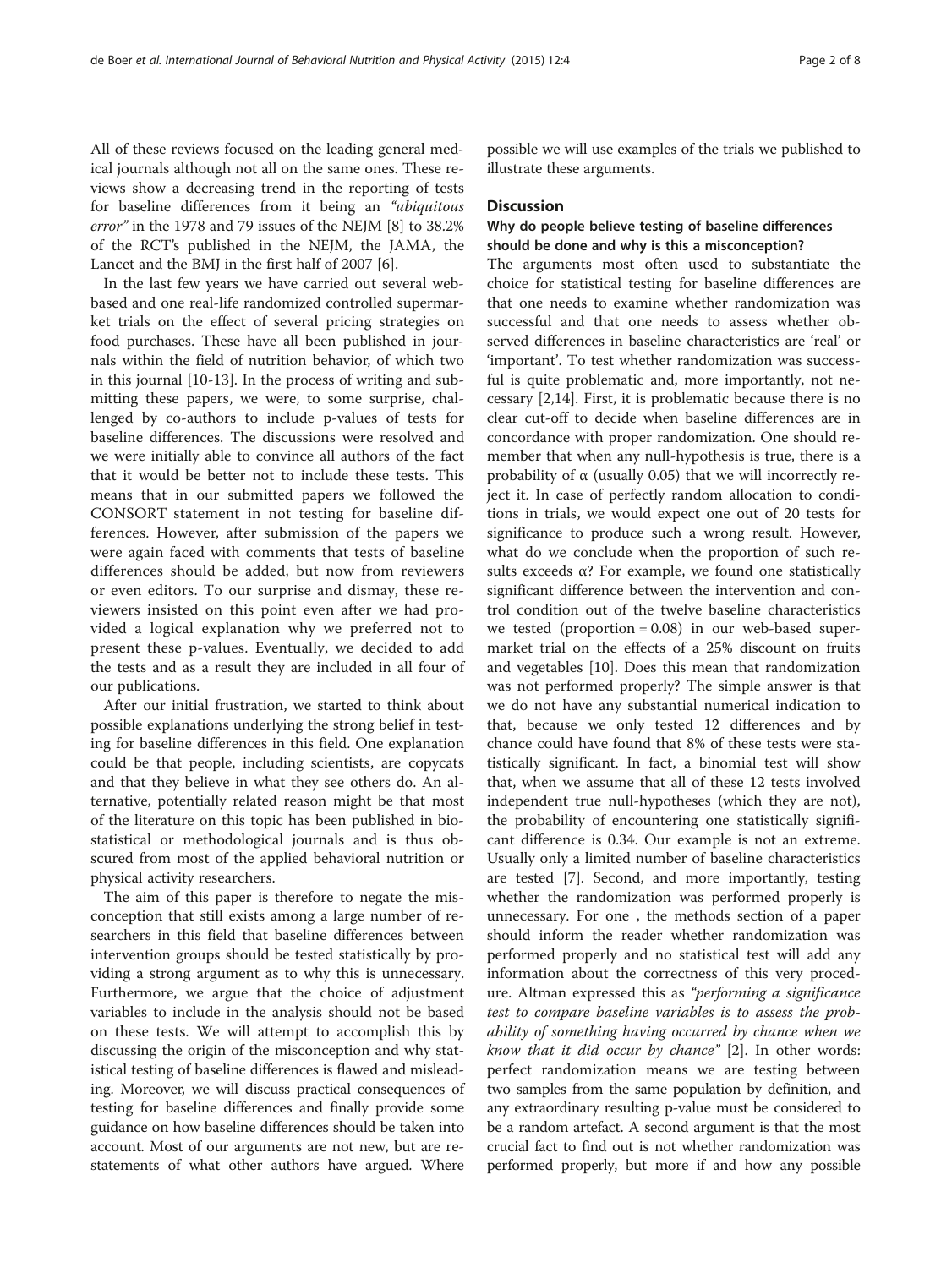All of these reviews focused on the leading general medical journals although not all on the same ones. These reviews show a decreasing trend in the reporting of tests for baseline differences from it being an *"ubiquitous error"* in the 1978 and 79 issues of the NEJM [8] to 38.2% of the RCT's published in the NEJM, the JAMA, the Lancet and the BMJ in the first half of 2007 [6].

In the last few years we have carried out several web-based and one real-life randomized controlled supermarket trials on the effect of several pricing strategies on food purchases. These have all been published in journals within the field of nutrition behavior, of which two in this journal [10-13]. In the process of writing and submitting these papers, we were, to some surprise, challenged by co-authors to include p-values of tests for baseline differences. The discussions were resolved and we were initially able to convince all authors of the fact that it would be better not to include these tests. This means that in our submitted papers we followed the CONSORT statement in not testing for baseline differences. However, after submission of the papers we were again faced with comments that tests of baseline differences should be added, but now from reviewers or even editors. To our surprise and dismay, these reviewers insisted on this point even after we had provided a logical explanation why we preferred not to present these p-values. Eventually, we decided to add the tests and as a result they are included in all four of our publications.

After our initial frustration, we started to think about possible explanations underlying the strong belief in testing for baseline differences in this field. One explanation could be that people, including scientists, are copycats and that they believe in what they see others do. An alternative, potentially related reason might be that most of the literature on this topic has been published in biostatistical or methodological journals and is thus obscured from most of the applied behavioral nutrition or physical activity researchers.

The aim of this paper is therefore to negate the misconception that still exists among a large number of researchers in this field that baseline differences between intervention groups should be tested statistically by providing a strong argument as to why this is unnecessary. Furthermore, we argue that the choice of adjustment variables to include in the analysis should not be based on these tests. We will attempt to accomplish this by discussing the origin of the misconception and why statistical testing of baseline differences is flawed and misleading. Moreover, we will discuss practical consequences of testing for baseline differences and finally provide some guidance on how baseline differences should be taken into account. Most of our arguments are not new, but are restatements of what other authors have argued. Where possible we will use examples of the trials we published to illustrate these arguments.

## Discussion

### Why do people believe testing of baseline differences should be done and why is this a misconception?

The arguments most often used to substantiate the choice for statistical testing for baseline differences are that one needs to examine whether randomization was successful and that one needs to assess whether observed differences in baseline characteristics are 'real' or 'important'. To test whether randomization was successful is quite problematic and, more importantly, not necessary [2,14]. First, it is problematic because there is no clear cut-off to decide when baseline differences are in concordance with proper randomization. One should remember that when any null-hypothesis is true, there is a probability of $\alpha$ (usually 0.05) that we will incorrectly reject it. In case of perfectly random allocation to conditions in trials, we would expect one out of 20 tests for significance to produce such a wrong result. However, what do we conclude when the proportion of such results exceeds $\alpha$? For example, we found one statistically significant difference between the intervention and control condition out of the twelve baseline characteristics we tested (proportion = 0.08) in our web-based supermarket trial on the effects of a 25% discount on fruits and vegetables [10]. Does this mean that randomization was not performed properly? The simple answer is that we do not have any substantial numerical indication to that, because we only tested 12 differences and by chance could have found that 8% of these tests were statistically significant. In fact, a binomial test will show that, when we assume that all of these 12 tests involved independent true null-hypotheses (which they are not), the probability of encountering one statistically significant difference is 0.34. Our example is not an extreme. Usually only a limited number of baseline characteristics are tested [7]. Second, and more importantly, testing whether the randomization was performed properly is unnecessary. For one , the methods section of a paper should inform the reader whether randomization was performed properly and no statistical test will add any information about the correctness of this very procedure. Altman expressed this as *"performing a significance test to compare baseline variables is to assess the probability of something having occurred by chance when we know that it did occur by chance"* [2]. In other words: perfect randomization means we are testing between two samples from the same population by definition, and any extraordinary resulting p-value must be considered to be a random artefact. A second argument is that the most crucial fact to find out is not whether randomization was performed properly, but more if and how any possible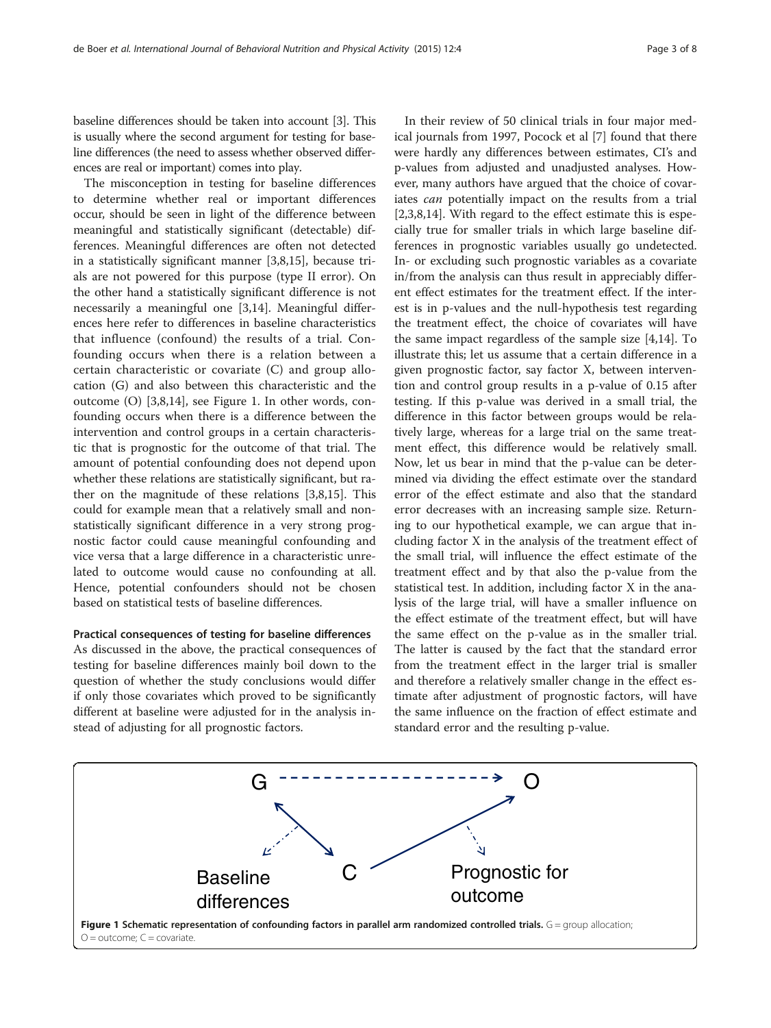baseline differences should be taken into account [3]. This is usually where the second argument for testing for baseline differences (the need to assess whether observed differences are real or important) comes into play.

The misconception in testing for baseline differences to determine whether real or important differences occur, should be seen in light of the difference between meaningful and statistically significant (detectable) differences. Meaningful differences are often not detected in a statistically significant manner [3,8,15], because trials are not powered for this purpose (type II error). On the other hand a statistically significant difference is not necessarily a meaningful one [3,14]. Meaningful differences here refer to differences in baseline characteristics that influence (confound) the results of a trial. Confounding occurs when there is a relation between a certain characteristic or covariate (C) and group allocation (G) and also between this characteristic and the outcome (O) [3,8,14], see Figure 1. In other words, confounding occurs when there is a difference between the intervention and control groups in a certain characteristic that is prognostic for the outcome of that trial. The amount of potential confounding does not depend upon whether these relations are statistically significant, but rather on the magnitude of these relations [3,8,15]. This could for example mean that a relatively small and non-statistically significant difference in a very strong prognostic factor could cause meaningful confounding and vice versa that a large difference in a characteristic unrelated to outcome would cause no confounding at all. Hence, potential confounders should not be chosen based on statistical tests of baseline differences.

### Practical consequences of testing for baseline differences

As discussed in the above, the practical consequences of testing for baseline differences mainly boil down to the question of whether the study conclusions would differ if only those covariates which proved to be significantly different at baseline were adjusted for in the analysis instead of adjusting for all prognostic factors.

In their review of 50 clinical trials in four major medical journals from 1997, Pocock et al [7] found that there were hardly any differences between estimates, CI's and p-values from adjusted and unadjusted analyses. However, many authors have argued that the choice of covariates *can* potentially impact on the results from a trial [2,3,8,14]. With regard to the effect estimate this is especially true for smaller trials in which large baseline differences in prognostic variables usually go undetected. In- or excluding such prognostic variables as a covariate in/from the analysis can thus result in appreciably different effect estimates for the treatment effect. If the interest is in p-values and the null-hypothesis test regarding the treatment effect, the choice of covariates will have the same impact regardless of the sample size [4,14]. To illustrate this; let us assume that a certain difference in a given prognostic factor, say factor X, between intervention and control group results in a p-value of 0.15 after testing. If this p-value was derived in a small trial, the difference in this factor between groups would be relatively large, whereas for a large trial on the same treatment effect, this difference would be relatively small. Now, let us bear in mind that the p-value can be determined via dividing the effect estimate over the standard error of the effect estimate and also that the standard error decreases with an increasing sample size. Returning to our hypothetical example, we can argue that including factor X in the analysis of the treatment effect of the small trial, will influence the effect estimate of the treatment effect and by that also the p-value from the statistical test. In addition, including factor X in the analysis of the large trial, will have a smaller influence on the effect estimate of the treatment effect, but will have the same effect on the p-value as in the smaller trial. The latter is caused by the fact that the standard error from the treatment effect in the larger trial is smaller and therefore a relatively smaller change in the effect estimate after adjustment of prognostic factors, will have the same influence on the fraction of effect estimate and standard error and the resulting p-value.

G

O

C

Baseline differences

Prognostic for outcome

**Figure 1 Schematic representation of confounding factors in parallel arm randomized controlled trials.** G = group allocation; O = outcome; C = covariate.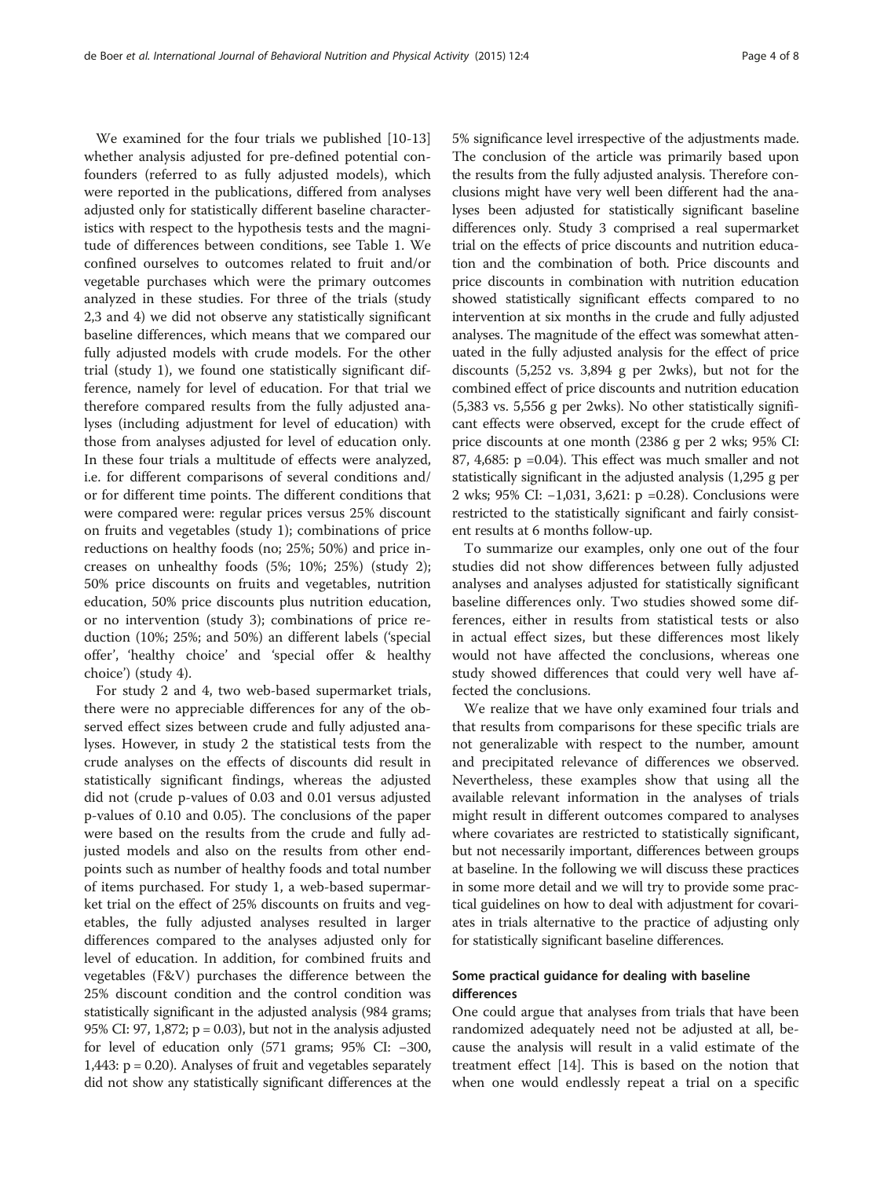We examined for the four trials we published [10-13] whether analysis adjusted for pre-defined potential confounders (referred to as fully adjusted models), which were reported in the publications, differed from analyses adjusted only for statistically different baseline characteristics with respect to the hypothesis tests and the magnitude of differences between conditions, see Table 1. We confined ourselves to outcomes related to fruit and/or vegetable purchases which were the primary outcomes analyzed in these studies. For three of the trials (study 2,3 and 4) we did not observe any statistically significant baseline differences, which means that we compared our fully adjusted models with crude models. For the other trial (study 1), we found one statistically significant difference, namely for level of education. For that trial we therefore compared results from the fully adjusted analyses (including adjustment for level of education) with those from analyses adjusted for level of education only. In these four trials a multitude of effects were analyzed, i.e. for different comparisons of several conditions and/or for different time points. The different conditions that were compared were: regular prices versus 25% discount on fruits and vegetables (study 1); combinations of price reductions on healthy foods (no; 25%; 50%) and price increases on unhealthy foods (5%; 10%; 25%) (study 2); 50% price discounts on fruits and vegetables, nutrition education, 50% price discounts plus nutrition education, or no intervention (study 3); combinations of price reduction (10%; 25%; and 50%) an different labels ('special offer', 'healthy choice' and 'special offer & healthy choice') (study 4).

For study 2 and 4, two web-based supermarket trials, there were no appreciable differences for any of the observed effect sizes between crude and fully adjusted analyses. However, in study 2 the statistical tests from the crude analyses on the effects of discounts did result in statistically significant findings, whereas the adjusted did not (crude p-values of 0.03 and 0.01 versus adjusted p-values of 0.10 and 0.05). The conclusions of the paper were based on the results from the crude and fully adjusted models and also on the results from other endpoints such as number of healthy foods and total number of items purchased. For study 1, a web-based supermarket trial on the effect of 25% discounts on fruits and vegetables, the fully adjusted analyses resulted in larger differences compared to the analyses adjusted only for level of education. In addition, for combined fruits and vegetables (F&V) purchases the difference between the 25% discount condition and the control condition was statistically significant in the adjusted analysis (984 grams; 95% CI: 97, 1,872; $p = 0.03$), but not in the analysis adjusted for level of education only (571 grams; 95% CI: −300, 1,443: $p = 0.20$). Analyses of fruit and vegetables separately did not show any statistically significant differences at the 5% significance level irrespective of the adjustments made. The conclusion of the article was primarily based upon the results from the fully adjusted analysis. Therefore conclusions might have very well been different had the analyses been adjusted for statistically significant baseline differences only. Study 3 comprised a real supermarket trial on the effects of price discounts and nutrition education and the combination of both. Price discounts and price discounts in combination with nutrition education showed statistically significant effects compared to no intervention at six months in the crude and fully adjusted analyses. The magnitude of the effect was somewhat attenuated in the fully adjusted analysis for the effect of price discounts (5,252 vs. 3,894 g per 2wks), but not for the combined effect of price discounts and nutrition education (5,383 vs. 5,556 g per 2wks). No other statistically significant effects were observed, except for the crude effect of price discounts at one month (2386 g per 2 wks; 95% CI: 87, 4,685: $p = 0.04$). This effect was much smaller and not statistically significant in the adjusted analysis (1,295 g per 2 wks; 95% CI: −1,031, 3,621: $p = 0.28$). Conclusions were restricted to the statistically significant and fairly consistent results at 6 months follow-up.

To summarize our examples, only one out of the four studies did not show differences between fully adjusted analyses and analyses adjusted for statistically significant baseline differences only. Two studies showed some differences, either in results from statistical tests or also in actual effect sizes, but these differences most likely would not have affected the conclusions, whereas one study showed differences that could very well have affected the conclusions.

We realize that we have only examined four trials and that results from comparisons for these specific trials are not generalizable with respect to the number, amount and precipitated relevance of differences we observed. Nevertheless, these examples show that using all the available relevant information in the analyses of trials might result in different outcomes compared to analyses where covariates are restricted to statistically significant, but not necessarily important, differences between groups at baseline. In the following we will discuss these practices in some more detail and we will try to provide some practical guidelines on how to deal with adjustment for covariates in trials alternative to the practice of adjusting only for statistically significant baseline differences.

## Some practical guidance for dealing with baseline differences

One could argue that analyses from trials that have been randomized adequately need not be adjusted at all, because the analysis will result in a valid estimate of the treatment effect [14]. This is based on the notion that when one would endlessly repeat a trial on a specific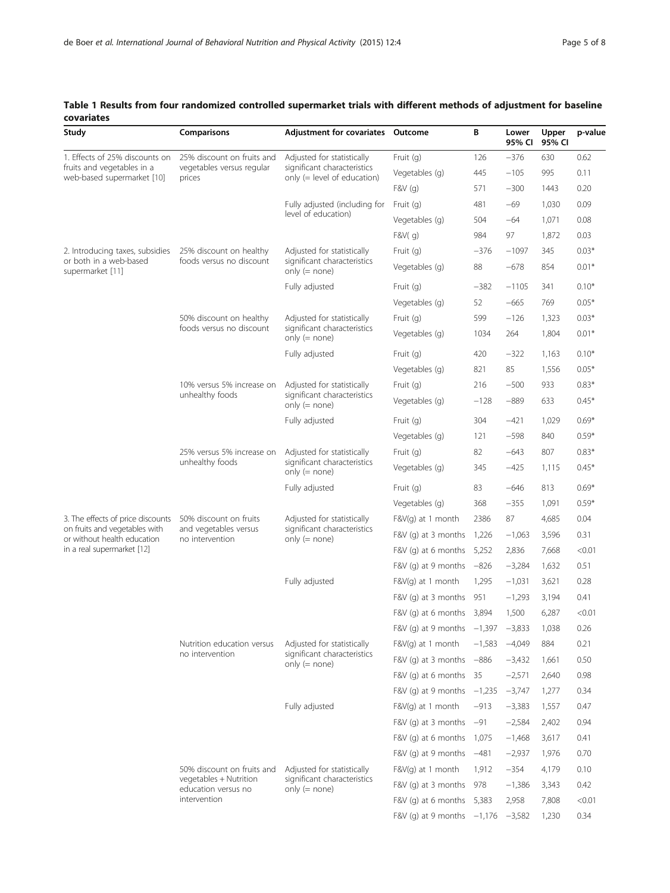**Table 1 Results from four randomized controlled supermarket trials with different methods of adjustment for baseline covariates**

| Study | Comparisons | Adjustment for covariates | Outcome | B | Lower 95% CI | Upper 95% CI | p-value |
|---|---|---|---|---|---|---|---|
| 1. Effects of 25% discounts on fruits and vegetables in a web-based supermarket [10] | 25% discount on fruits and vegetables versus regular prices | Adjusted for statistically significant characteristics only (= level of education) | Fruit (g) | 126 | −376 | 630 | 0.62 |
| | | | Vegetables (g) | 445 | −105 | 995 | 0.11 |
| | | | F&V (g) | 571 | −300 | 1443 | 0.20 |
| | | Fully adjusted (including for level of education) | Fruit (g) | 481 | −69 | 1,030 | 0.09 |
| | | | Vegetables (g) | 504 | −64 | 1,071 | 0.08 |
| | | | F&V( g) | 984 | 97 | 1,872 | 0.03 |
| 2. Introducing taxes, subsidies or both in a web-based supermarket [11] | 25% discount on healthy foods versus no discount | Adjusted for statistically significant characteristics only (= none) | Fruit (g) | −376 | −1097 | 345 | 0.03* |
| | | | Vegetables (g) | 88 | −678 | 854 | 0.01* |
| | | Fully adjusted | Fruit (g) | −382 | −1105 | 341 | 0.10* |
| | | | Vegetables (g) | 52 | −665 | 769 | 0.05* |
| | 50% discount on healthy foods versus no discount | Adjusted for statistically significant characteristics only (= none) | Fruit (g) | 599 | −126 | 1,323 | 0.03* |
| | | | Vegetables (g) | 1034 | 264 | 1,804 | 0.01* |
| | | Fully adjusted | Fruit (g) | 420 | −322 | 1,163 | 0.10* |
| | | | Vegetables (g) | 821 | 85 | 1,556 | 0.05* |
| | 10% versus 5% increase on unhealthy foods | Adjusted for statistically significant characteristics only (= none) | Fruit (g) | 216 | −500 | 933 | 0.83* |
| | | | Vegetables (g) | −128 | −889 | 633 | 0.45* |
| | | Fully adjusted | Fruit (g) | 304 | −421 | 1,029 | 0.69* |
| | | | Vegetables (g) | 121 | −598 | 840 | 0.59* |
| | 25% versus 5% increase on unhealthy foods | Adjusted for statistically significant characteristics only (= none) | Fruit (g) | 82 | −643 | 807 | 0.83* |
| | | | Vegetables (g) | 345 | −425 | 1,115 | 0.45* |
| | | Fully adjusted | Fruit (g) | 83 | −646 | 813 | 0.69* |
| | | | Vegetables (g) | 368 | −355 | 1,091 | 0.59* |
| 3. The effects of price discounts on fruits and vegetables with or without health education in a real supermarket [12] | 50% discount on fruits and vegetables versus no intervention | Adjusted for statistically significant characteristics only (= none) | F&V(g) at 1 month | 2386 | 87 | 4,685 | 0.04 |
| | | | F&V (g) at 3 months | 1,226 | −1,063 | 3,596 | 0.31 |
| | | | F&V (g) at 6 months | 5,252 | 2,836 | 7,668 | <0.01 |
| | | | F&V (g) at 9 months | −826 | −3,284 | 1,632 | 0.51 |
| | | Fully adjusted | F&V(g) at 1 month | 1,295 | −1,031 | 3,621 | 0.28 |
| | | | F&V (g) at 3 months | 951 | −1,293 | 3,194 | 0.41 |
| | | | F&V (g) at 6 months | 3,894 | 1,500 | 6,287 | <0.01 |
| | | | F&V (g) at 9 months | −1,397 | −3,833 | 1,038 | 0.26 |
| | Nutrition education versus no intervention | Adjusted for statistically significant characteristics only (= none) | F&V(g) at 1 month | −1,583 | −4,049 | 884 | 0.21 |
| | | | F&V (g) at 3 months | −886 | −3,432 | 1,661 | 0.50 |
| | | | F&V (g) at 6 months | 35 | −2,571 | 2,640 | 0.98 |
| | | | F&V (g) at 9 months | −1,235 | −3,747 | 1,277 | 0.34 |
| | | Fully adjusted | F&V(g) at 1 month | −913 | −3,383 | 1,557 | 0.47 |
| | | | F&V (g) at 3 months | −91 | −2,584 | 2,402 | 0.94 |
| | | | F&V (g) at 6 months | 1,075 | −1,468 | 3,617 | 0.41 |
| | | | F&V (g) at 9 months | −481 | −2,937 | 1,976 | 0.70 |
| | 50% discount on fruits and vegetables + Nutrition education versus no intervention | Adjusted for statistically significant characteristics only (= none) | F&V(g) at 1 month | 1,912 | −354 | 4,179 | 0.10 |
| | | | F&V (g) at 3 months | 978 | −1,386 | 3,343 | 0.42 |
| | | | F&V (g) at 6 months | 5,383 | 2,958 | 7,808 | <0.01 |
| | | | F&V (g) at 9 months | −1,176 | −3,582 | 1,230 | 0.34 |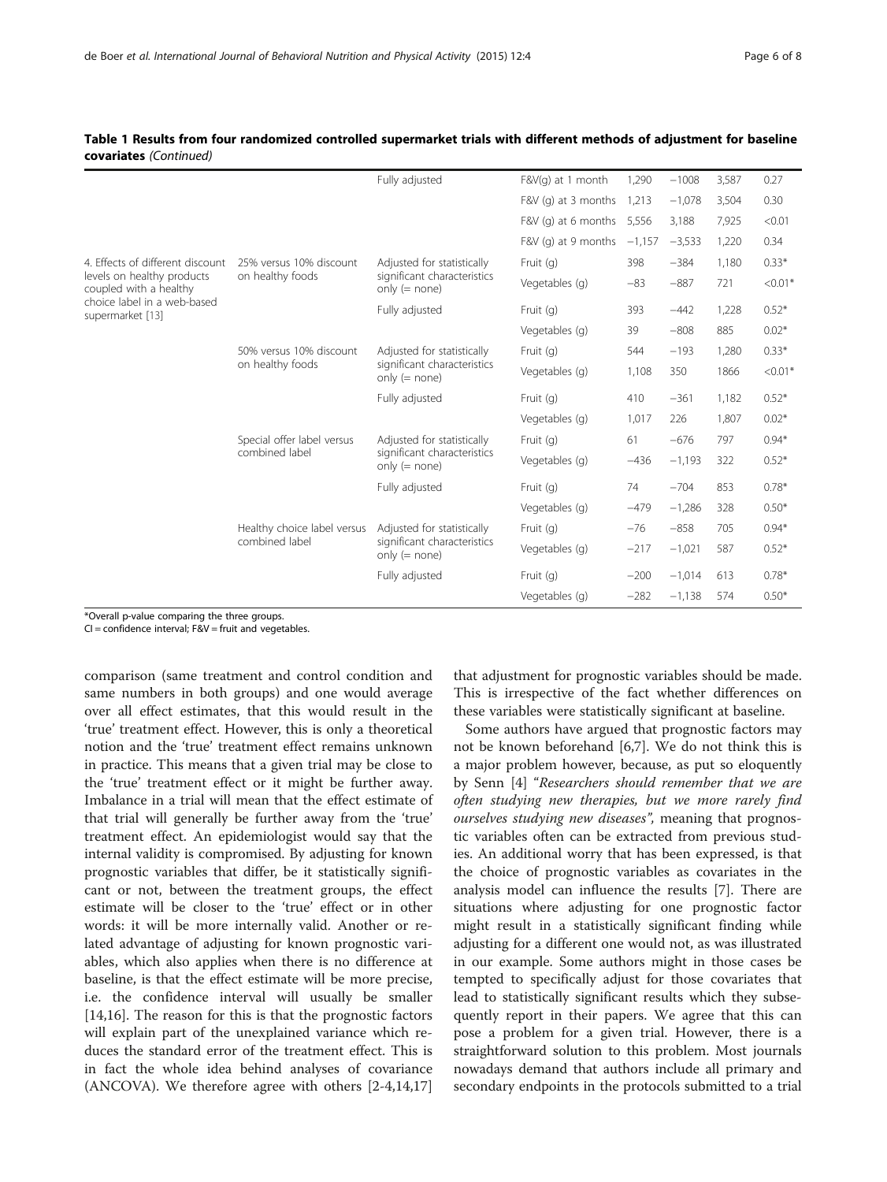**Table 1 Results from four randomized controlled supermarket trials with different methods of adjustment for baseline covariates** *(Continued)*

| | | | | | | | |
|---|---|---|---|---|---|---|---|
| | | Fully adjusted | F&V(g) at 1 month | 1,290 | −1008 | 3,587 | 0.27 |
| | | | F&V (g) at 3 months | 1,213 | −1,078 | 3,504 | 0.30 |
| | | | F&V (g) at 6 months | 5,556 | 3,188 | 7,925 | <0.01 |
| | | | F&V (g) at 9 months | −1,157 | −3,533 | 1,220 | 0.34 |
| 4. Effects of different discount levels on healthy products coupled with a healthy choice label in a web-based supermarket [13] | 25% versus 10% discount on healthy foods | Adjusted for statistically significant characteristics only (= none) | Fruit (g) | 398 | −384 | 1,180 | 0.33* |
| | | | Vegetables (g) | −83 | −887 | 721 | <0.01* |
| | | Fully adjusted | Fruit (g) | 393 | −442 | 1,228 | 0.52* |
| | | | Vegetables (g) | 39 | −808 | 885 | 0.02* |
| | 50% versus 10% discount on healthy foods | Adjusted for statistically significant characteristics only (= none) | Fruit (g) | 544 | −193 | 1,280 | 0.33* |
| | | | Vegetables (g) | 1,108 | 350 | 1866 | <0.01* |
| | | Fully adjusted | Fruit (g) | 410 | −361 | 1,182 | 0.52* |
| | | | Vegetables (g) | 1,017 | 226 | 1,807 | 0.02* |
| | Special offer label versus combined label | Adjusted for statistically significant characteristics only (= none) | Fruit (g) | 61 | −676 | 797 | 0.94* |
| | | | Vegetables (g) | −436 | −1,193 | 322 | 0.52* |
| | | Fully adjusted | Fruit (g) | 74 | −704 | 853 | 0.78* |
| | | | Vegetables (g) | −479 | −1,286 | 328 | 0.50* |
| | Healthy choice label versus combined label | Adjusted for statistically significant characteristics only (= none) | Fruit (g) | −76 | −858 | 705 | 0.94* |
| | | | Vegetables (g) | −217 | −1,021 | 587 | 0.52* |
| | | Fully adjusted | Fruit (g) | −200 | −1,014 | 613 | 0.78* |
| | | | Vegetables (g) | −282 | −1,138 | 574 | 0.50* |

*Overall p-value comparing the three groups.
CI = confidence interval; F&V = fruit and vegetables.

comparison (same treatment and control condition and same numbers in both groups) and one would average over all effect estimates, that this would result in the 'true' treatment effect. However, this is only a theoretical notion and the 'true' treatment effect remains unknown in practice. This means that a given trial may be close to the 'true' treatment effect or it might be further away. Imbalance in a trial will mean that the effect estimate of that trial will generally be further away from the 'true' treatment effect. An epidemiologist would say that the internal validity is compromised. By adjusting for known prognostic variables that differ, be it statistically significant or not, between the treatment groups, the effect estimate will be closer to the 'true' effect or in other words: it will be more internally valid. Another or related advantage of adjusting for known prognostic variables, which also applies when there is no difference at baseline, is that the effect estimate will be more precise, i.e. the confidence interval will usually be smaller [14,16]. The reason for this is that the prognostic factors will explain part of the unexplained variance which reduces the standard error of the treatment effect. This is in fact the whole idea behind analyses of covariance (ANCOVA). We therefore agree with others [2-4,14,17] that adjustment for prognostic variables should be made. This is irrespective of the fact whether differences on these variables were statistically significant at baseline.

Some authors have argued that prognostic factors may not be known beforehand [6,7]. We do not think this is a major problem however, because, as put so eloquently by Senn [4] "*Researchers should remember that we are often studying new therapies, but we more rarely find ourselves studying new diseases*", meaning that prognostic variables often can be extracted from previous studies. An additional worry that has been expressed, is that the choice of prognostic variables as covariates in the analysis model can influence the results [7]. There are situations where adjusting for one prognostic factor might result in a statistically significant finding while adjusting for a different one would not, as was illustrated in our example. Some authors might in those cases be tempted to specifically adjust for those covariates that lead to statistically significant results which they subsequently report in their papers. We agree that this can pose a problem for a given trial. However, there is a straightforward solution to this problem. Most journals nowadays demand that authors include all primary and secondary endpoints in the protocols submitted to a trial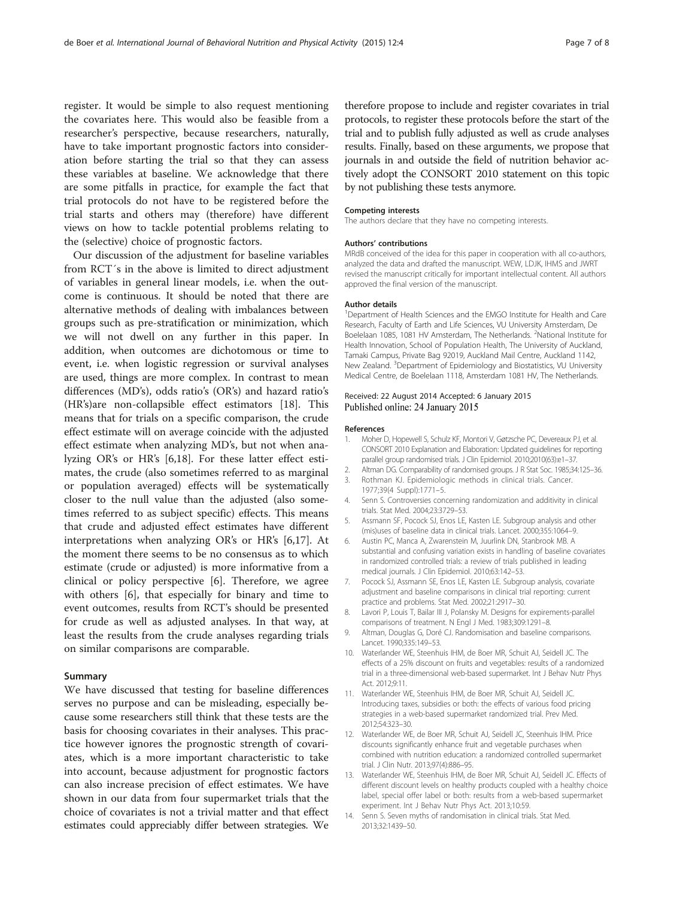register. It would be simple to also request mentioning the covariates here. This would also be feasible from a researcher's perspective, because researchers, naturally, have to take important prognostic factors into consideration before starting the trial so that they can assess these variables at baseline. We acknowledge that there are some pitfalls in practice, for example the fact that trial protocols do not have to be registered before the trial starts and others may (therefore) have different views on how to tackle potential problems relating to the (selective) choice of prognostic factors.

Our discussion of the adjustment for baseline variables from RCT´s in the above is limited to direct adjustment of variables in general linear models, i.e. when the outcome is continuous. It should be noted that there are alternative methods of dealing with imbalances between groups such as pre-stratification or minimization, which we will not dwell on any further in this paper. In addition, when outcomes are dichotomous or time to event, i.e. when logistic regression or survival analyses are used, things are more complex. In contrast to mean differences (MD's), odds ratio's (OR's) and hazard ratio's (HR's)are non-collapsible effect estimators [18]. This means that for trials on a specific comparison, the crude effect estimate will on average coincide with the adjusted effect estimate when analyzing MD's, but not when analyzing OR's or HR's [6,18]. For these latter effect estimates, the crude (also sometimes referred to as marginal or population averaged) effects will be systematically closer to the null value than the adjusted (also sometimes referred to as subject specific) effects. This means that crude and adjusted effect estimates have different interpretations when analyzing OR's or HR's [6,17]. At the moment there seems to be no consensus as to which estimate (crude or adjusted) is more informative from a clinical or policy perspective [6]. Therefore, we agree with others [6], that especially for binary and time to event outcomes, results from RCT's should be presented for crude as well as adjusted analyses. In that way, at least the results from the crude analyses regarding trials on similar comparisons are comparable.

## Summary

We have discussed that testing for baseline differences serves no purpose and can be misleading, especially because some researchers still think that these tests are the basis for choosing covariates in their analyses. This practice however ignores the prognostic strength of covariates, which is a more important characteristic to take into account, because adjustment for prognostic factors can also increase precision of effect estimates. We have shown in our data from four supermarket trials that the choice of covariates is not a trivial matter and that effect estimates could appreciably differ between strategies. We therefore propose to include and register covariates in trial protocols, to register these protocols before the start of the trial and to publish fully adjusted as well as crude analyses results. Finally, based on these arguments, we propose that journals in and outside the field of nutrition behavior actively adopt the CONSORT 2010 statement on this topic by not publishing these tests anymore.

#### Competing interests

The authors declare that they have no competing interests.

#### Authors' contributions

MRdB conceived of the idea for this paper in cooperation with all co-authors, analyzed the data and drafted the manuscript. WEW, LDJK, IHMS and JWRT revised the manuscript critically for important intellectual content. All authors approved the final version of the manuscript.

#### Author details

[1]Department of Health Sciences and the EMGO Institute for Health and Care Research, Faculty of Earth and Life Sciences, VU University Amsterdam, De Boelelaan 1085, 1081 HV Amsterdam, The Netherlands. [2]National Institute for Health Innovation, School of Population Health, The University of Auckland, Tamaki Campus, Private Bag 92019, Auckland Mail Centre, Auckland 1142, New Zealand. [3]Department of Epidemiology and Biostatistics, VU University Medical Centre, de Boelelaan 1118, Amsterdam 1081 HV, The Netherlands.

Received: 22 August 2014 Accepted: 6 January 2015
Published online: 24 January 2015

#### References

1. Moher D, Hopewell S, Schulz KF, Montori V, Gøtzsche PC, Devereaux PJ, et al. CONSORT 2010 Explanation and Elaboration: Updated guidelines for reporting parallel group randomised trials. J Clin Epidemiol. 2010;2010(63):e1–37.
2. Altman DG. Comparability of randomised groups. J R Stat Soc. 1985;34:125–36.
3. Rothman KJ. Epidemiologic methods in clinical trials. Cancer. 1977;39(4 Suppl):1771–5.
4. Senn S. Controversies concerning randomization and additivity in clinical trials. Stat Med. 2004;23:3729–53.
5. Assmann SF, Pocock SJ, Enos LE, Kasten LE. Subgroup analysis and other (mis)uses of baseline data in clinical trials. Lancet. 2000;355:1064–9.
6. Austin PC, Manca A, Zwarenstein M, Juurlink DN, Stanbrook MB. A substantial and confusing variation exists in handling of baseline covariates in randomized controlled trials: a review of trials published in leading medical journals. J Clin Epidemiol. 2010;63:142–53.
7. Pocock SJ, Assmann SE, Enos LE, Kasten LE. Subgroup analysis, covariate adjustment and baseline comparisons in clinical trial reporting: current practice and problems. Stat Med. 2002;21:2917–30.
8. Lavori P, Louis T, Bailar III J, Polansky M. Designs for expirements-parallel comparisons of treatment. N Engl J Med. 1983;309:1291–8.
9. Altman, Douglas G, Doré CJ. Randomisation and baseline comparisons. Lancet. 1990;335:149–53.
10. Waterlander WE, Steenhuis IHM, de Boer MR, Schuit AJ, Seidell JC. The effects of a 25% discount on fruits and vegetables: results of a randomized trial in a three-dimensional web-based supermarket. Int J Behav Nutr Phys Act. 2012;9:11.
11. Waterlander WE, Steenhuis IHM, de Boer MR, Schuit AJ, Seidell JC. Introducing taxes, subsidies or both: the effects of various food pricing strategies in a web-based supermarket randomized trial. Prev Med. 2012;54:323–30.
12. Waterlander WE, de Boer MR, Schuit AJ, Seidell JC, Steenhuis IHM. Price discounts significantly enhance fruit and vegetable purchases when combined with nutrition education: a randomized controlled supermarket trial. J Clin Nutr. 2013;97(4):886–95.
13. Waterlander WE, Steenhuis IHM, de Boer MR, Schuit AJ, Seidell JC. Effects of different discount levels on healthy products coupled with a healthy choice label, special offer label or both: results from a web-based supermarket experiment. Int J Behav Nutr Phys Act. 2013;10:59.
14. Senn S. Seven myths of randomisation in clinical trials. Stat Med. 2013;32:1439–50.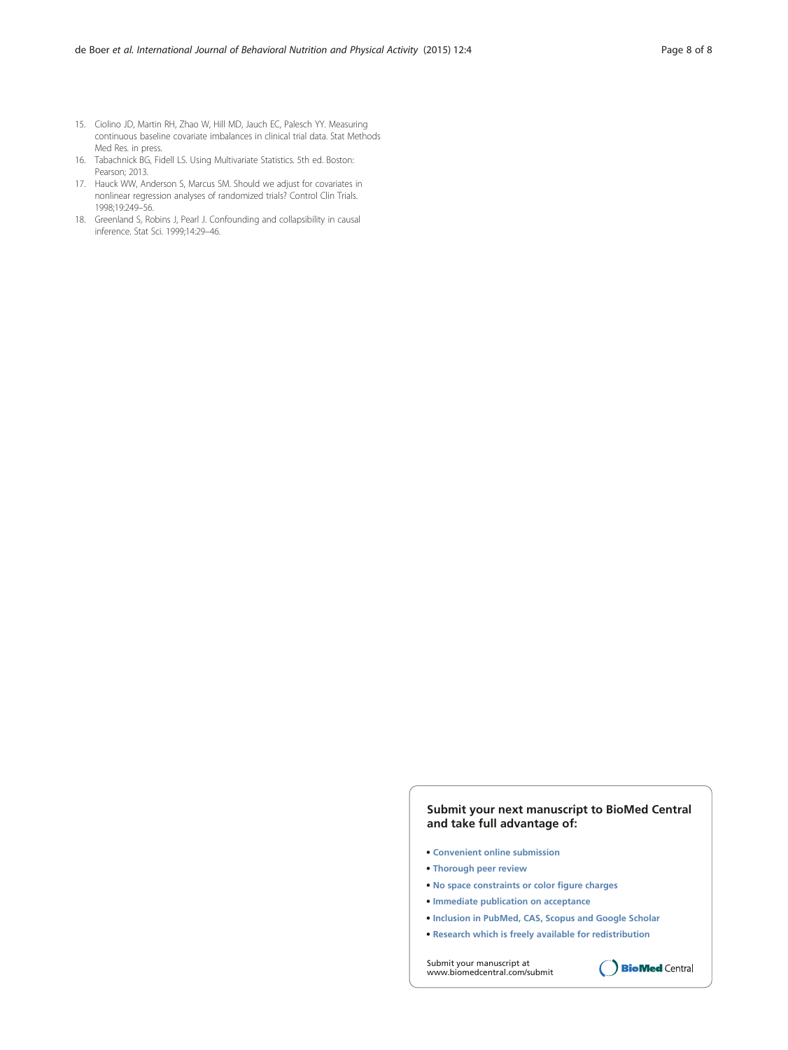15. Ciolino JD, Martin RH, Zhao W, Hill MD, Jauch EC, Palesch YY. Measuring continuous baseline covariate imbalances in clinical trial data. Stat Methods Med Res. in press.
16. Tabachnick BG, Fidell LS. Using Multivariate Statistics. 5th ed. Boston: Pearson; 2013.
17. Hauck WW, Anderson S, Marcus SM. Should we adjust for covariates in nonlinear regression analyses of randomized trials? Control Clin Trials. 1998;19:249–56.
18. Greenland S, Robins J, Pearl J. Confounding and collapsibility in causal inference. Stat Sci. 1999;14:29–46.

**Submit your next manuscript to BioMed Central and take full advantage of:**

- **Convenient online submission**
- **Thorough peer review**
- **No space constraints or color figure charges**
- **Immediate publication on acceptance**
- **Inclusion in PubMed, CAS, Scopus and Google Scholar**
- **Research which is freely available for redistribution**

Submit your manuscript at
www.biomedcentral.com/submit

BioMed Central